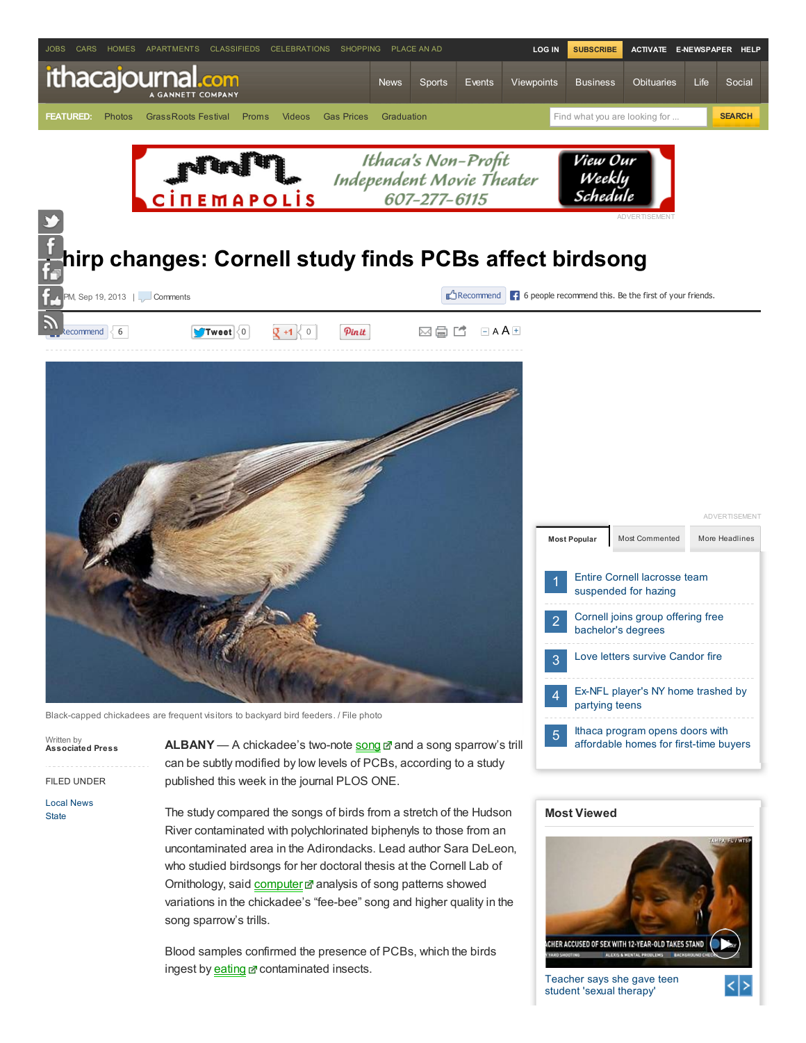JOBS CARS HOMES APARTMENTS CLASSIFIEDS CELEBRATIONS SHOPPING PLACE AN AD LOG IN SUBSCRIBE ACTIVATE E-NEWSPAPER HELP

ithacajournal.com A GANNETT COMPANY

News Sports Events Viewpoints Business Obituaries Life Social

FEATURED: Photos GrassRoots Festival Proms Videos Gas Prices Graduation

Find what you are looking for ... SEARCH

CINEMAPOLIS Ithaca's Non-Profit Independent Movie Theater 607-277-6115 View Our Weekly Schedule

ADVERTISEMENT

# Chirp changes: Cornell study finds PCBs affect birdsong

PM, Sep 19, 2013 | Comments

Recommend 6 people recommend this. Be the first of your friends.

Recommend 6 Tweet 0 +1 0 Pin it

Black-capped chickadees are frequent visitors to backyard bird feeders. / File photo

Written by
**Associated Press**

FILED UNDER

Local News
State

**ALBANY** — A chickadee's two-note song and a song sparrow's trill can be subtly modified by low levels of PCBs, according to a study published this week in the journal PLOS ONE.

The study compared the songs of birds from a stretch of the Hudson River contaminated with polychlorinated biphenyls to those from an uncontaminated area in the Adirondacks. Lead author Sara DeLeon, who studied birdsongs for her doctoral thesis at the Cornell Lab of Ornithology, said computer analysis of song patterns showed variations in the chickadee's "fee-bee" song and higher quality in the song sparrow's trills.

Blood samples confirmed the presence of PCBs, which the birds ingest by eating contaminated insects.

ADVERTISEMENT

Most Popular | Most Commented | More Headlines

1. Entire Cornell lacrosse team suspended for hazing
2. Cornell joins group offering free bachelor's degrees
3. Love letters survive Candor fire
4. Ex-NFL player's NY home trashed by partying teens
5. Ithaca program opens doors with affordable homes for first-time buyers

## Most Viewed

Teacher says she gave teen student 'sexual therapy'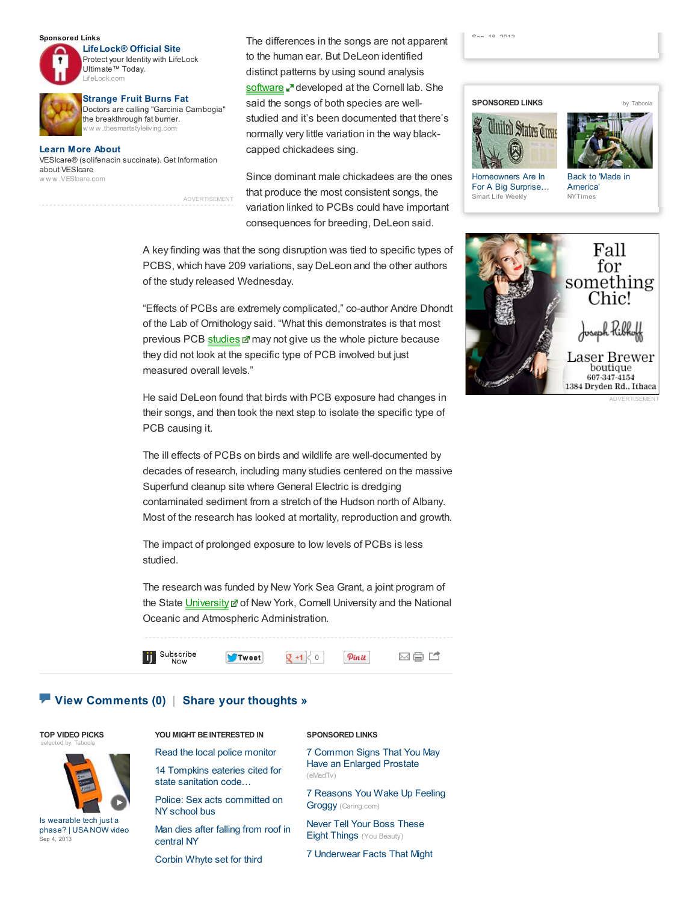The differences in the songs are not apparent to the human ear. But DeLeon identified distinct patterns by using sound analysis software developed at the Cornell lab. She said the songs of both species are well-studied and it's been documented that there's normally very little variation in the way black-capped chickadees sing.

Since dominant male chickadees are the ones that produce the most consistent songs, the variation linked to PCBs could have important consequences for breeding, DeLeon said.

A key finding was that the song disruption was tied to specific types of PCBS, which have 209 variations, say DeLeon and the other authors of the study released Wednesday.

"Effects of PCBs are extremely complicated," co-author Andre Dhondt of the Lab of Ornithology said. "What this demonstrates is that most previous PCB studies may not give us the whole picture because they did not look at the specific type of PCB involved but just measured overall levels."

He said DeLeon found that birds with PCB exposure had changes in their songs, and then took the next step to isolate the specific type of PCB causing it.

The ill effects of PCBs on birds and wildlife are well-documented by decades of research, including many studies centered on the massive Superfund cleanup site where General Electric is dredging contaminated sediment from a stretch of the Hudson north of Albany. Most of the research has looked at mortality, reproduction and growth.

The impact of prolonged exposure to low levels of PCBs is less studied.

The research was funded by New York Sea Grant, a joint program of the State University of New York, Cornell University and the National Oceanic and Atmospheric Administration.

**View Comments (0)** | **Share your thoughts »**